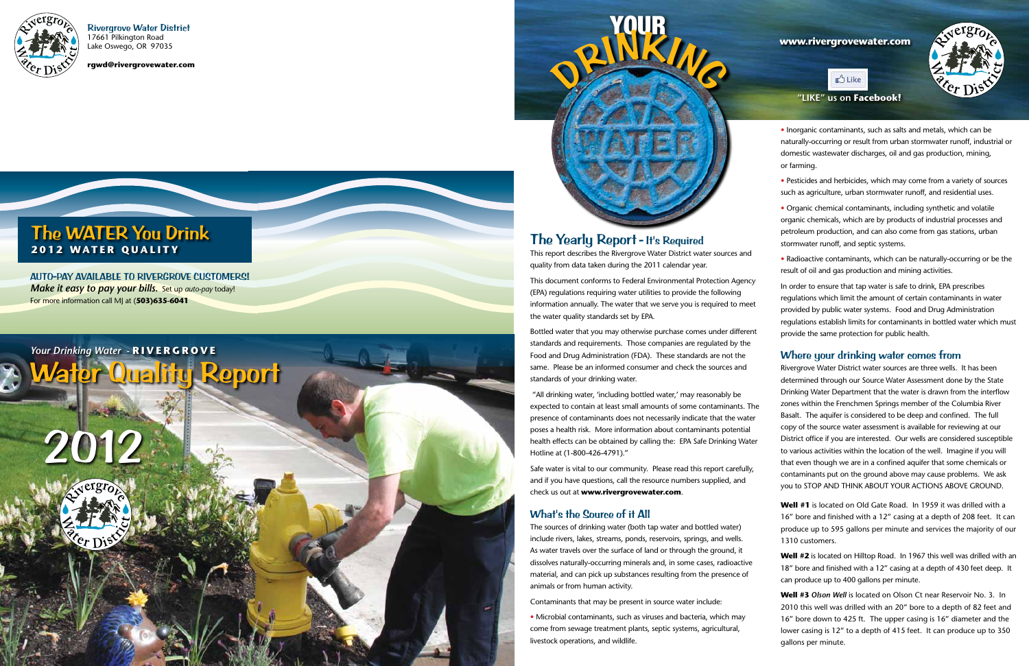**Rivergrove Water District**
17661 Pilkington Road
Lake Oswego, OR 97035

**rgwd@rivergrovewater.com**

# The WATER You Drink
## 2012 WATER QUALITY

**AUTO-PAY AVAILABLE TO RIVERGROVE CUSTOMERS!**
***Make it easy to pay your bills.*** Set up *auto-pay* today!
For more information call MJ at (**503)635-6041**

*Your Drinking Water* - **RIVERGROVE**
# Water Quality Report
# 2012

YOUR DRINKING WATER

## The Yearly Report - It's Required

This report describes the Rivergrove Water District water sources and quality from data taken during the 2011 calendar year.

This document conforms to Federal Environmental Protection Agency (EPA) regulations requiring water utilities to provide the following information annually. The water that we serve you is required to meet the water quality standards set by EPA.

Bottled water that you may otherwise purchase comes under different standards and requirements. Those companies are regulated by the Food and Drug Administration (FDA). These standards are not the same. Please be an informed consumer and check the sources and standards of your drinking water.

"All drinking water, 'including bottled water,' may reasonably be expected to contain at least small amounts of some contaminants. The presence of contaminants does not necessarily indicate that the water poses a health risk. More information about contaminants potential health effects can be obtained by calling the: EPA Safe Drinking Water Hotline at (1-800-426-4791)."

Safe water is vital to our community. Please read this report carefully, and if you have questions, call the resource numbers supplied, and check us out at **www.rivergrovewater.com**.

## What's the Source of it All

The sources of drinking water (both tap water and bottled water) include rivers, lakes, streams, ponds, reservoirs, springs, and wells. As water travels over the surface of land or through the ground, it dissolves naturally-occurring minerals and, in some cases, radioactive material, and can pick up substances resulting from the presence of animals or from human activity.

Contaminants that may be present in source water include:

- Microbial contaminants, such as viruses and bacteria, which may come from sewage treatment plants, septic systems, agricultural, livestock operations, and wildlife.
- Inorganic contaminants, such as salts and metals, which can be naturally-occurring or result from urban stormwater runoff, industrial or domestic wastewater discharges, oil and gas production, mining, or farming.
- Pesticides and herbicides, which may come from a variety of sources such as agriculture, urban stormwater runoff, and residential uses.
- Organic chemical contaminants, including synthetic and volatile organic chemicals, which are by products of industrial processes and petroleum production, and can also come from gas stations, urban stormwater runoff, and septic systems.
- Radioactive contaminants, which can be naturally-occurring or be the result of oil and gas production and mining activities.

In order to ensure that tap water is safe to drink, EPA prescribes regulations which limit the amount of certain contaminants in water provided by public water systems. Food and Drug Administration regulations establish limits for contaminants in bottled water which must provide the same protection for public health.

**www.rivergrovewater.com**

"LIKE" us on **Facebook!**

## Where your drinking water comes from

Rivergrove Water District water sources are three wells. It has been determined through our Source Water Assessment done by the State Drinking Water Department that the water is drawn from the interflow zones within the Frenchmen Springs member of the Columbia River Basalt. The aquifer is considered to be deep and confined. The full copy of the source water assessment is available for reviewing at our District office if you are interested. Our wells are considered susceptible to various activities within the location of the well. Imagine if you will that even though we are in a confined aquifer that some chemicals or contaminants put on the ground above may cause problems. We ask you to STOP AND THINK ABOUT YOUR ACTIONS ABOVE GROUND.

**Well #1** is located on Old Gate Road. In 1959 it was drilled with a 16" bore and finished with a 12" casing at a depth of 208 feet. It can produce up to 595 gallons per minute and services the majority of our 1310 customers.

**Well #2** is located on Hilltop Road. In 1967 this well was drilled with an 18" bore and finished with a 12" casing at a depth of 430 feet deep. It can produce up to 400 gallons per minute.

**Well #3** ***Olson Well*** is located on Olson Ct near Reservoir No. 3. In 2010 this well was drilled with an 20" bore to a depth of 82 feet and 16" bore down to 425 ft. The upper casing is 16" diameter and the lower casing is 12" to a depth of 415 feet. It can produce up to 350 gallons per minute.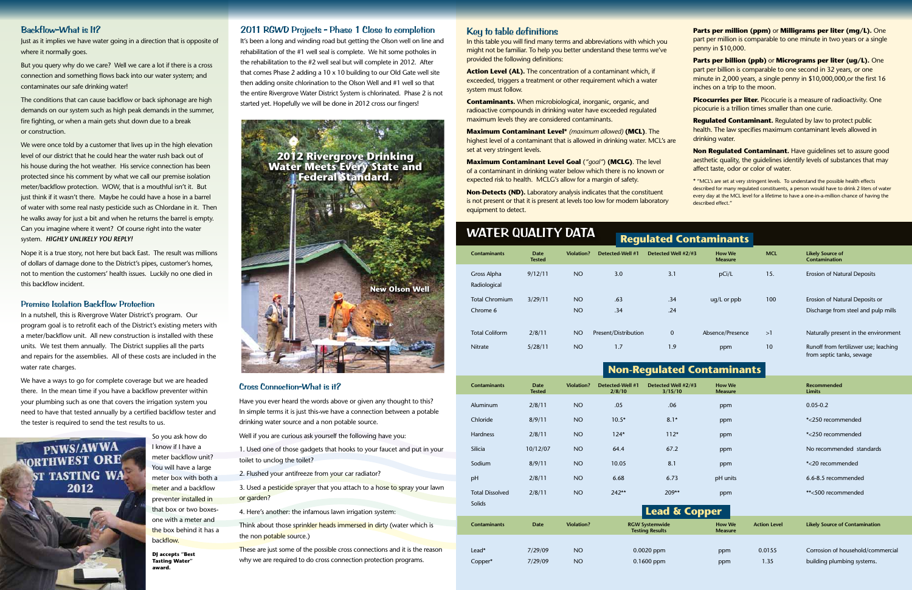## Backflow-What is It?

Just as it implies we have water going in a direction that is opposite of where it normally goes.

But you query why do we care? Well we care a lot if there is a cross connection and something flows back into our water system; and contaminates our safe drinking water!

The conditions that can cause backflow or back siphonage are high demands on our system such as high peak demands in the summer, fire fighting, or when a main gets shut down due to a break or construction.

We were once told by a customer that lives up in the high elevation level of our district that he could hear the water rush back out of his house during the hot weather. His service connection has been protected since his comment by what we call our premise isolation meter/backflow protection. WOW, that is a mouthful isn't it. But just think if it wasn't there. Maybe he could have a hose in a barrel of water with some real nasty pesticide such as Chlordane in it. Then he walks away for just a bit and when he returns the barrel is empty. Can you imagine where it went? Of course right into the water system. ***HIGHLY UNLIKELY YOU REPLY!***

Nope it is a true story, not here but back East. The result was millions of dollars of damage done to the District's pipes, customer's homes, not to mention the customers' health issues. Luckily no one died in this backflow incident.

## Premise Isolation Backflow Protection

In a nutshell, this is Rivergrove Water District's program. Our program goal is to retrofit each of the District's existing meters with a meter/backflow unit. All new construction is installed with these units. We test them annually. The District supplies all the parts and repairs for the assemblies. All of these costs are included in the water rate charges.

We have a ways to go for complete coverage but we are headed there. In the mean time if you have a backflow preventer within your plumbing such as one that covers the irrigation system you need to have that tested annually by a certified backflow tester and the tester is required to send the test results to us.

So you ask how do I know if I have a meter backflow unit? You will have a large meter box with both a meter and a backflow preventer installed in that box or two boxes-one with a meter and the box behind it has a backflow.

PNWS/AWWA NORTHWEST ORE... ST TASTING WA... 2012

**DJ accepts "Best Tasting Water" award.**

## 2011 RGWD Projects - Phase 1 Close to completion

It's been a long and winding road but getting the Olson well on line and rehabilitation of the #1 well seal is complete. We hit some potholes in the rehabilitation to the #2 well seal but will complete in 2012. After that comes Phase 2 adding a 10 x 10 building to our Old Gate well site then adding onsite chlorination to the Olson Well and #1 well so that the entire Rivergrove Water District System is chlorinated. Phase 2 is not started yet. Hopefully we will be done in 2012 cross our fingers!

**2012 Rivergrove Drinking Water Meets Every State and Federal Standard.**

**New Olson Well**

## Cross Connection-What is it?

Have you ever heard the words above or given any thought to this? In simple terms it is just this-we have a connection between a potable drinking water source and a non potable source.

Well if you are curious ask yourself the following have you:

1. Used one of those gadgets that hooks to your faucet and put in your toilet to unclog the toilet?
2. Flushed your antifreeze from your car radiator?
3. Used a pesticide sprayer that you attach to a hose to spray your lawn or garden?
4. Here's another: the infamous lawn irrigation system:

Think about those sprinkler heads immersed in dirty (water which is the non potable source.)

These are just some of the possible cross connections and it is the reason why we are required to do cross connection protection programs.

## Key to table definitions

In this table you will find many terms and abbreviations with which you might not be familiar. To help you better understand these terms we've provided the following definitions:

**Action Level (AL).** The concentration of a contaminant which, if exceeded, triggers a treatment or other requirement which a water system must follow.

**Contaminants.** When microbiological, inorganic, organic, and radioactive compounds in drinking water have exceeded regulated maximum levels they are considered contaminants.

**Maximum Contaminant Level*** *(maximum allowed)* **(MCL)**. The highest level of a contaminant that is allowed in drinking water. MCL's are set at very stringent levels.

**Maximum Contaminant Level Goal** (*"goal"*) **(MCLG)**. The level of a contaminant in drinking water below which there is no known or expected risk to health. MCLG's allow for a margin of safety.

**Non-Detects (ND).** Laboratory analysis indicates that the constituent is not present or that it is present at levels too low for modern laboratory equipment to detect.

**Parts per million (ppm)** or **Milligrams per liter (mg/L).** One part per million is comparable to one minute in two years or a single penny in $10,000.

**Parts per billion (ppb)** or **Micrograms per liter (ug/L).** One part per billion is comparable to one second in 32 years, or one minute in 2,000 years, a single penny in $10,000,000,or the first 16 inches on a trip to the moon.

**Picocuries per liter.** Picocurie is a measure of radioactivity. One picocurie is a trillion times smaller than one curie.

**Regulated Contaminant.** Regulated by law to protect public health. The law specifies maximum contaminant levels allowed in drinking water.

**Non Regulated Contaminant.** Have guidelines set to assure good aesthetic quality, the guidelines identify levels of substances that may affect taste, odor or color of water.

* "MCL's are set at very stringent levels. To understand the possible health effects described for many regulated constituents, a person would have to drink 2 liters of water every day at the MCL level for a lifetime to have a one-in-a-million chance of having the described effect."

# WATER QUALITY DATA

## Regulated Contaminants

| Contaminants | Date Tested | Violation? | Detected-Well #1 | Detected Well #2/#3 | How We Measure | MCL | Likely Source of Contamination |
|---|---|---|---|---|---|---|---|
| Gross Alpha Radiological | 9/12/11 | NO | 3.0 | 3.1 | pCi/L | 15. | Erosion of Natural Deposits |
| Total Chromium | 3/29/11 | NO | .63 | .34 | ug/L or ppb | 100 | Erosion of Natural Deposits or |
| Chrome 6 | | NO | .34 | .24 | | | Discharge from steel and pulp mills |
| Total Coliform | 2/8/11 | NO | Present/Distribution | 0 | Absence/Presence | >1 | Naturally present in the environment |
| Nitrate | 5/28/11 | NO | 1.7 | 1.9 | ppm | 10 | Runoff from fertilizwer use; leaching from septic tanks, sewage |

## Non-Regulated Contaminants

| Contaminants | Date Tested | Violation? | Detected-Well #1 2/8/10 | Detected Well #2/#3 3/15/10 | How We Measure | Recommended Limits |
|---|---|---|---|---|---|---|
| Aluminum | 2/8/11 | NO | .05 | .06 | ppm | 0.05-0.2 |
| Chloride | 8/9/11 | NO | 10.5* | 8.1* | ppm | *<250 recommended |
| Hardness | 2/8/11 | NO | 124* | 112* | ppm | *<250 recommended |
| Silicia | 10/12/07 | NO | 64.4 | 67.2 | ppm | No recommended standards |
| Sodium | 8/9/11 | NO | 10.05 | 8.1 | ppm | *<20 recommended |
| pH | 2/8/11 | NO | 6.68 | 6.73 | pH units | 6.6-8.5 recommended |
| Total Dissolved Solids | 2/8/11 | NO | 242** | 209** | ppm | **<500 recommended |

## Lead & Copper

| Contaminants | Date | Violation? | RGW Systemwide Testing Results | How We Measure | Action Level | Likely Source of Contamination |
|---|---|---|---|---|---|---|
| Lead* | 7/29/09 | NO | 0.0020 ppm | ppm | 0.0155 | Corrosion of household/commercial |
| Copper* | 7/29/09 | NO | 0.1600 ppm | ppm | 1.35 | building plumbing systems. |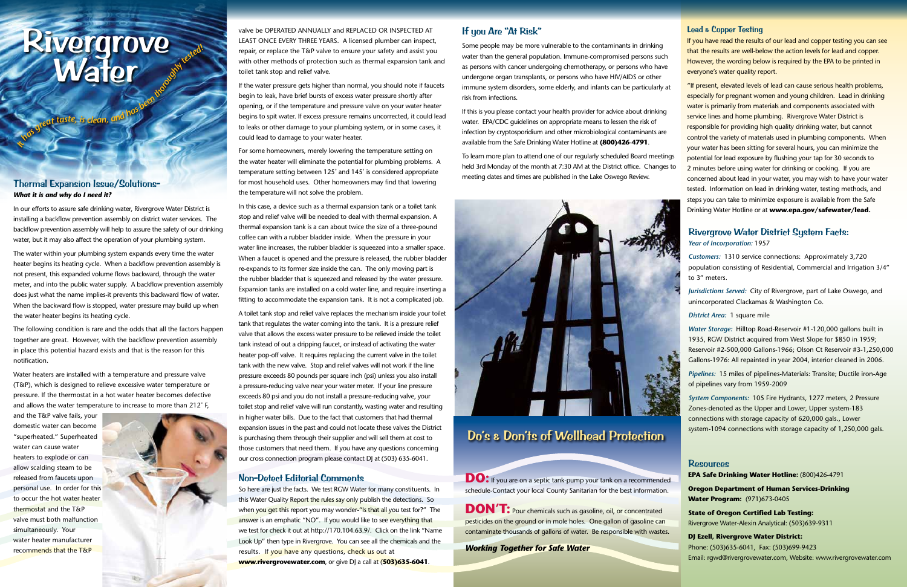# Rivergrove Water

*It has great taste, is clean, and has been thoroughly tested!*

## Thermal Expansion Issue/Solutions-

***What it is and why do I need it?***

In our efforts to assure safe drinking water, Rivergrove Water District is installing a backflow prevention assembly on district water services. The backflow prevention assembly will help to assure the safety of our drinking water, but it may also affect the operation of your plumbing system.

The water within your plumbing system expands every time the water heater begins its heating cycle. When a backflow prevention assembly is not present, this expanded volume flows backward, through the water meter, and into the public water supply. A backflow prevention assembly does just what the name implies-it prevents this backward flow of water. When the backward flow is stopped, water pressure may build up when the water heater begins its heating cycle.

The following condition is rare and the odds that all the factors happen together are great. However, with the backflow prevention assembly in place this potential hazard exists and that is the reason for this notification.

Water heaters are installed with a temperature and pressure valve (T&P), which is designed to relieve excessive water temperature or pressure. If the thermostat in a hot water heater becomes defective and allows the water temperature to increase to more than 212˚ F, and the T&P valve fails, your domestic water can become "superheated." Superheated water can cause water heaters to explode or can allow scalding steam to be released from faucets upon personal use. In order for this to occur the hot water heater thermostat and the T&P valve must both malfunction simultaneously. Your water heater manufacturer recommends that the T&P valve be OPERATED ANNUALLY and REPLACED OR INSPECTED AT LEAST ONCE EVERY THREE YEARS. A licensed plumber can inspect, repair, or replace the T&P valve to ensure your safety and assist you with other methods of protection such as thermal expansion tank and toilet tank stop and relief valve.

If the water pressure gets higher than normal, you should note if faucets begin to leak, have brief bursts of excess water pressure shortly after opening, or if the temperature and pressure valve on your water heater begins to spit water. If excess pressure remains uncorrected, it could lead to leaks or other damage to your plumbing system, or in some cases, it could lead to damage to your water heater.

For some homeowners, merely lowering the temperature setting on the water heater will eliminate the potential for plumbing problems. A temperature setting between 125˚ and 145˚ is considered appropriate for most household uses. Other homeowners may find that lowering the temperature will not solve the problem.

In this case, a device such as a thermal expansion tank or a toilet tank stop and relief valve will be needed to deal with thermal expansion. A thermal expansion tank is a can about twice the size of a three-pound coffee can with a rubber bladder inside. When the pressure in your water line increases, the rubber bladder is squeezed into a smaller space. When a faucet is opened and the pressure is released, the rubber bladder re-expands to its former size inside the can. The only moving part is the rubber bladder that is squeezed and released by the water pressure. Expansion tanks are installed on a cold water line, and require inserting a fitting to accommodate the expansion tank. It is not a complicated job.

A toilet tank stop and relief valve replaces the mechanism inside your toilet tank that regulates the water coming into the tank. It is a pressure relief valve that allows the excess water pressure to be relieved inside the toilet tank instead of out a dripping faucet, or instead of activating the water heater pop-off valve. It requires replacing the current valve in the toilet tank with the new valve. Stop and relief valves will not work if the line pressure exceeds 80 pounds per square inch (psi) unless you also install a pressure-reducing valve near your water meter. If your line pressure exceeds 80 psi and you do not install a pressure-reducing valve, your toilet stop and relief valve will run constantly, wasting water and resulting in higher water bills. Due to the fact that customers that had thermal expansion issues in the past and could not locate these valves the District is purchasing them through their supplier and will sell them at cost to those customers that need them. If you have any questions concerning our cross connection program please contact DJ at (503) 635-6041.

## Non-Detect Editorial Comments

So here are just the facts. We test RGW Water for many constituents. In this Water Quality Report the rules say only publish the detections. So when you get this report you may wonder-"Is that all you test for?" The answer is an emphatic "NO". If you would like to see everything that we test for check it out at http://170.104.63.9/. Click on the link "Name Look Up" then type in Rivergrove. You can see all the chemicals and the results. If you have any questions, check us out at **www.rivergrovewater.com**, or give DJ a call at (**503)635-6041**.

## If you Are "At Risk"

Some people may be more vulnerable to the contaminants in drinking water than the general population. Immune-compromised persons such as persons with cancer undergoing chemotherapy, or persons who have undergone organ transplants, or persons who have HIV/AIDS or other immune system disorders, some elderly, and infants can be particularly at risk from infections.

If this is you please contact your health provider for advice about drinking water. EPA/CDC guidelines on appropriate means to lessen the risk of infection by cryptosporidium and other microbiological contaminants are available from the Safe Drinking Water Hotline at **(800)426-4791**.

To learn more plan to attend one of our regularly scheduled Board meetings held 3rd Monday of the month at 7:30 AM at the District office. Changes to meeting dates and times are published in the Lake Oswego Review.

## Do's & Don'ts of Wellhead Protection

**DO:** If you are on a septic tank-pump your tank on a recommended schedule-Contact your local County Sanitarian for the best information.

**DON'T:** Pour chemicals such as gasoline, oil, or concentrated pesticides on the ground or in mole holes. One gallon of gasoline can contaminate thousands of gallons of water. Be responsible with wastes.

***Working Together for Safe Water***

## Lead & Copper Testing

If you have read the results of our lead and copper testing you can see that the results are well-below the action levels for lead and copper. However, the wording below is required by the EPA to be printed in everyone's water quality report.

"If present, elevated levels of lead can cause serious health problems, especially for pregnant women and young children. Lead in drinking water is primarily from materials and components associated with service lines and home plumbing. Rivergrove Water District is responsible for providing high quality drinking water, but cannot control the variety of materials used in plumbing components. When your water has been sitting for several hours, you can minimize the potential for lead exposure by flushing your tap for 30 seconds to 2 minutes before using water for drinking or cooking. If you are concerned about lead in your water, you may wish to have your water tested. Information on lead in drinking water, testing methods, and steps you can take to minimize exposure is available from the Safe Drinking Water Hotline or at **www.epa.gov/safewater/lead.**

## Rivergrove Water District System Facts:

*Year of Incorporation:* 1957

*Customers:* 1310 service connections: Approximately 3,720 population consisting of Residential, Commercial and Irrigation 3/4" to 3" meters.

*Jurisdictions Served:* City of Rivergrove, part of Lake Oswego, and unincorporated Clackamas & Washington Co.

*District Area:* 1 square mile

*Water Storage:* Hilltop Road-Reservoir #1-120,000 gallons built in 1935, RGW District acquired from West Slope for $850 in 1959; Reservoir #2-500,000 Gallons-1966; Olson Ct Reservoir #3-1,250,000 Gallons-1976: All repainted in year 2004, interior cleaned in 2006.

*Pipelines:* 15 miles of pipelines-Materials: Transite; Ductile iron-Age of pipelines vary from 1959-2009

*System Components:* 105 Fire Hydrants, 1277 meters, 2 Pressure Zones-denoted as the Upper and Lower, Upper system-183 connections with storage capacity of 620,000 gals., Lower system-1094 connections with storage capacity of 1,250,000 gals.

## Resources

**EPA Safe Drinking Water Hotline:** (800)426-4791

**Oregon Department of Human Services-Drinking Water Program:** (971)673-0405

**State of Oregon Certified Lab Testing:**
Rivergrove Water-Alexin Analytical: (503)639-9311

**DJ Ezell, Rivergrove Water District:**
Phone: (503)635-6041, Fax: (503)699-9423
Email: rgwd@rivergrovewater.com, Website: www.rivergrovewater.com